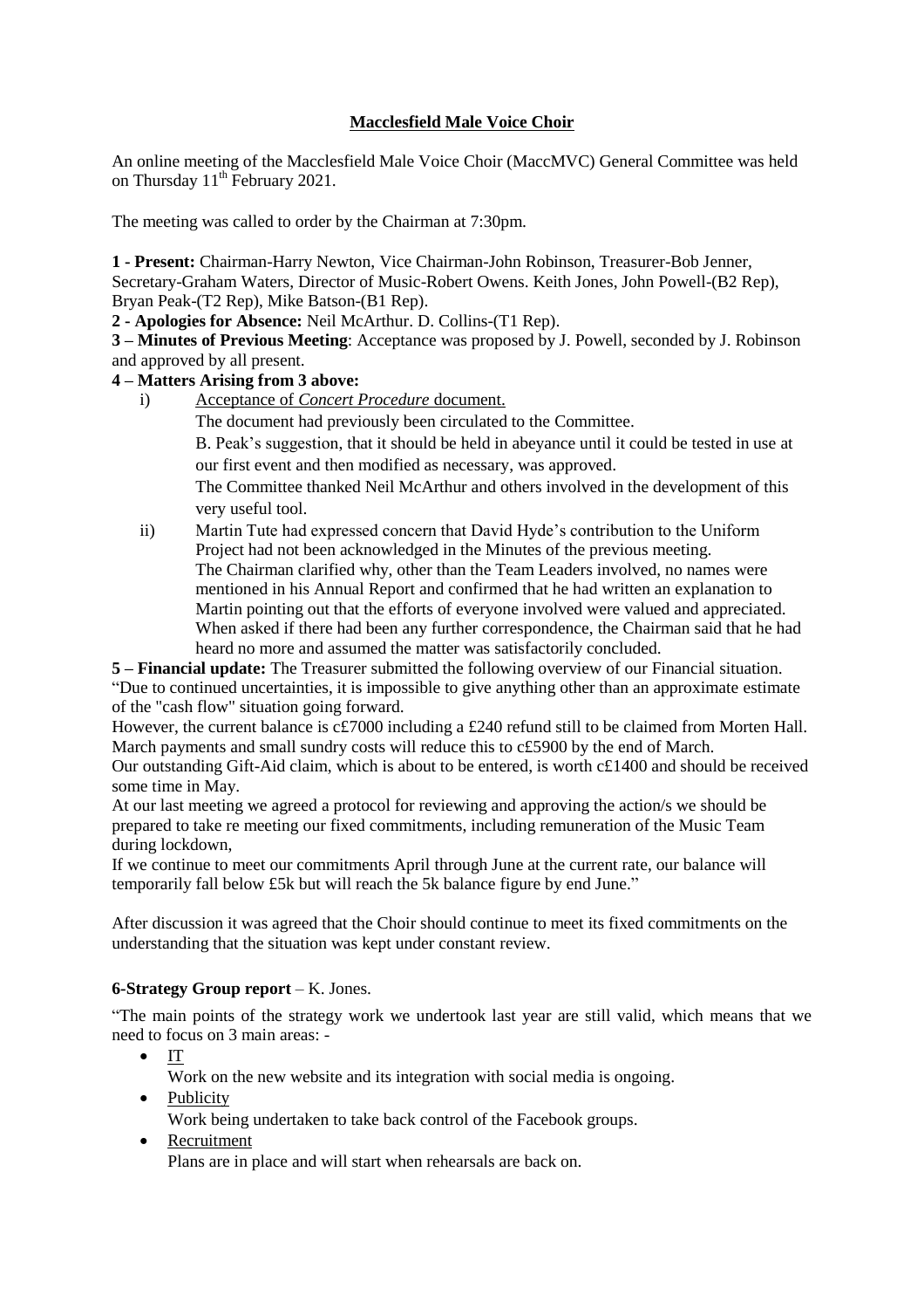**Macclesfield Male Voice Choir**

An online meeting of the Macclesfield Male Voice Choir (MaccMVC) General Committee was held on Thursday 11th February 2021.

The meeting was called to order by the Chairman at 7:30pm.

**1 - Present:** Chairman-Harry Newton, Vice Chairman-John Robinson, Treasurer-Bob Jenner, Secretary-Graham Waters, Director of Music-Robert Owens. Keith Jones, John Powell-(B2 Rep), Bryan Peak-(T2 Rep), Mike Batson-(B1 Rep).

**2 - Apologies for Absence:** Neil McArthur. D. Collins-(T1 Rep).

**3 – Minutes of Previous Meeting**: Acceptance was proposed by J. Powell, seconded by J. Robinson and approved by all present.

**4 – Matters Arising from 3 above:**

i) Acceptance of *Concert Procedure* document.

   The document had previously been circulated to the Committee.

   B. Peak's suggestion, that it should be held in abeyance until it could be tested in use at our first event and then modified as necessary, was approved.

   The Committee thanked Neil McArthur and others involved in the development of this very useful tool.

ii) Martin Tute had expressed concern that David Hyde's contribution to the Uniform Project had not been acknowledged in the Minutes of the previous meeting. The Chairman clarified why, other than the Team Leaders involved, no names were mentioned in his Annual Report and confirmed that he had written an explanation to Martin pointing out that the efforts of everyone involved were valued and appreciated. When asked if there had been any further correspondence, the Chairman said that he had heard no more and assumed the matter was satisfactorily concluded.

**5 – Financial update:** The Treasurer submitted the following overview of our Financial situation.
"Due to continued uncertainties, it is impossible to give anything other than an approximate estimate of the "cash flow" situation going forward.

However, the current balance is c£7000 including a £240 refund still to be claimed from Morten Hall. March payments and small sundry costs will reduce this to c£5900 by the end of March.

Our outstanding Gift-Aid claim, which is about to be entered, is worth c£1400 and should be received some time in May.

At our last meeting we agreed a protocol for reviewing and approving the action/s we should be prepared to take re meeting our fixed commitments, including remuneration of the Music Team during lockdown,

If we continue to meet our commitments April through June at the current rate, our balance will temporarily fall below £5k but will reach the 5k balance figure by end June."

After discussion it was agreed that the Choir should continue to meet its fixed commitments on the understanding that the situation was kept under constant review.

**6-Strategy Group report** – K. Jones.

"The main points of the strategy work we undertook last year are still valid, which means that we need to focus on 3 main areas: -

- IT
  Work on the new website and its integration with social media is ongoing.
- Publicity
  Work being undertaken to take back control of the Facebook groups.
- Recruitment
  Plans are in place and will start when rehearsals are back on.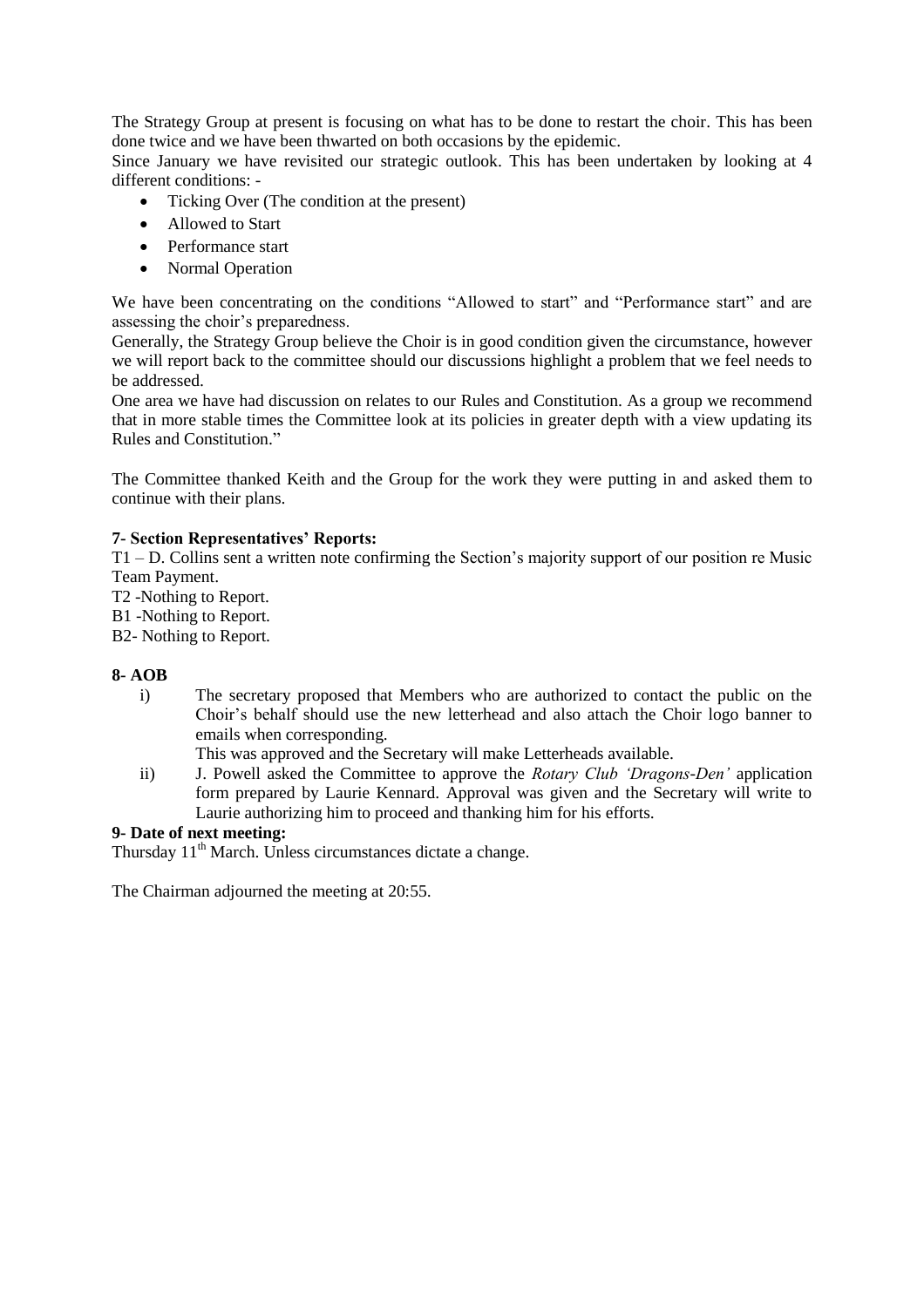The Strategy Group at present is focusing on what has to be done to restart the choir. This has been done twice and we have been thwarted on both occasions by the epidemic.

Since January we have revisited our strategic outlook. This has been undertaken by looking at 4 different conditions: -

- Ticking Over (The condition at the present)
- Allowed to Start
- Performance start
- Normal Operation

We have been concentrating on the conditions "Allowed to start" and "Performance start" and are assessing the choir's preparedness.

Generally, the Strategy Group believe the Choir is in good condition given the circumstance, however we will report back to the committee should our discussions highlight a problem that we feel needs to be addressed.

One area we have had discussion on relates to our Rules and Constitution. As a group we recommend that in more stable times the Committee look at its policies in greater depth with a view updating its Rules and Constitution."

The Committee thanked Keith and the Group for the work they were putting in and asked them to continue with their plans.

**7- Section Representatives' Reports:**

T1 – D. Collins sent a written note confirming the Section's majority support of our position re Music Team Payment.

T2 -Nothing to Report.

B1 -Nothing to Report.

B2- Nothing to Report.

**8- AOB**

i) The secretary proposed that Members who are authorized to contact the public on the Choir's behalf should use the new letterhead and also attach the Choir logo banner to emails when corresponding.

   This was approved and the Secretary will make Letterheads available.

ii) J. Powell asked the Committee to approve the *Rotary Club 'Dragons-Den'* application form prepared by Laurie Kennard. Approval was given and the Secretary will write to Laurie authorizing him to proceed and thanking him for his efforts.

**9- Date of next meeting:**

Thursday 11th March. Unless circumstances dictate a change.

The Chairman adjourned the meeting at 20:55.